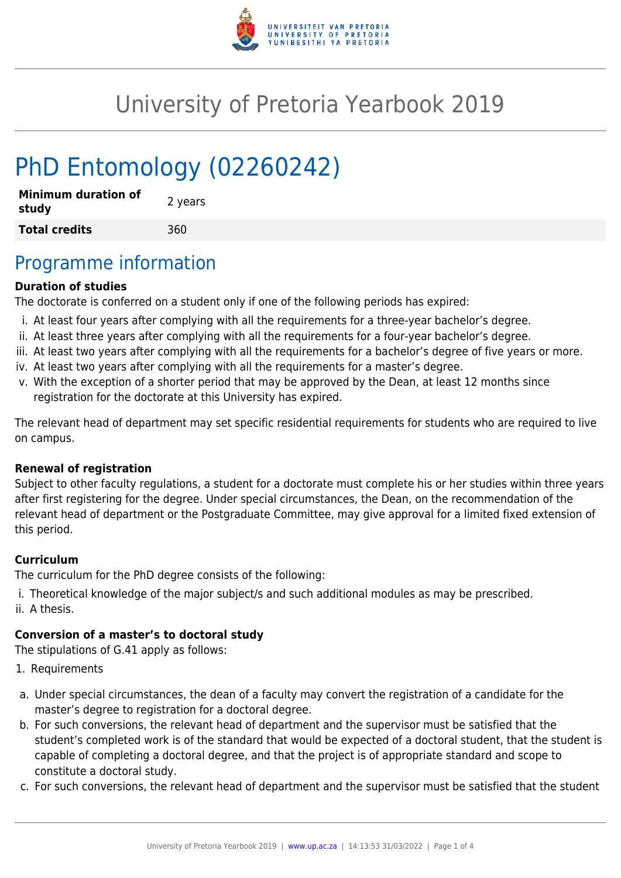# University of Pretoria Yearbook 2019

## PhD Entomology (02260242)

| | |
|---|---|
| **Minimum duration of study** | 2 years |
| **Total credits** | 360 |

## Programme information

**Duration of studies**

The doctorate is conferred on a student only if one of the following periods has expired:

i. At least four years after complying with all the requirements for a three-year bachelor's degree.
ii. At least three years after complying with all the requirements for a four-year bachelor's degree.
iii. At least two years after complying with all the requirements for a bachelor's degree of five years or more.
iv. At least two years after complying with all the requirements for a master's degree.
v. With the exception of a shorter period that may be approved by the Dean, at least 12 months since registration for the doctorate at this University has expired.

The relevant head of department may set specific residential requirements for students who are required to live on campus.

**Renewal of registration**

Subject to other faculty regulations, a student for a doctorate must complete his or her studies within three years after first registering for the degree. Under special circumstances, the Dean, on the recommendation of the relevant head of department or the Postgraduate Committee, may give approval for a limited fixed extension of this period.

**Curriculum**

The curriculum for the PhD degree consists of the following:

i. Theoretical knowledge of the major subject/s and such additional modules as may be prescribed.
ii. A thesis.

**Conversion of a master's to doctoral study**

The stipulations of G.41 apply as follows:

1. Requirements

a. Under special circumstances, the dean of a faculty may convert the registration of a candidate for the master's degree to registration for a doctoral degree.
b. For such conversions, the relevant head of department and the supervisor must be satisfied that the student's completed work is of the standard that would be expected of a doctoral student, that the student is capable of completing a doctoral degree, and that the project is of appropriate standard and scope to constitute a doctoral study.
c. For such conversions, the relevant head of department and the supervisor must be satisfied that the student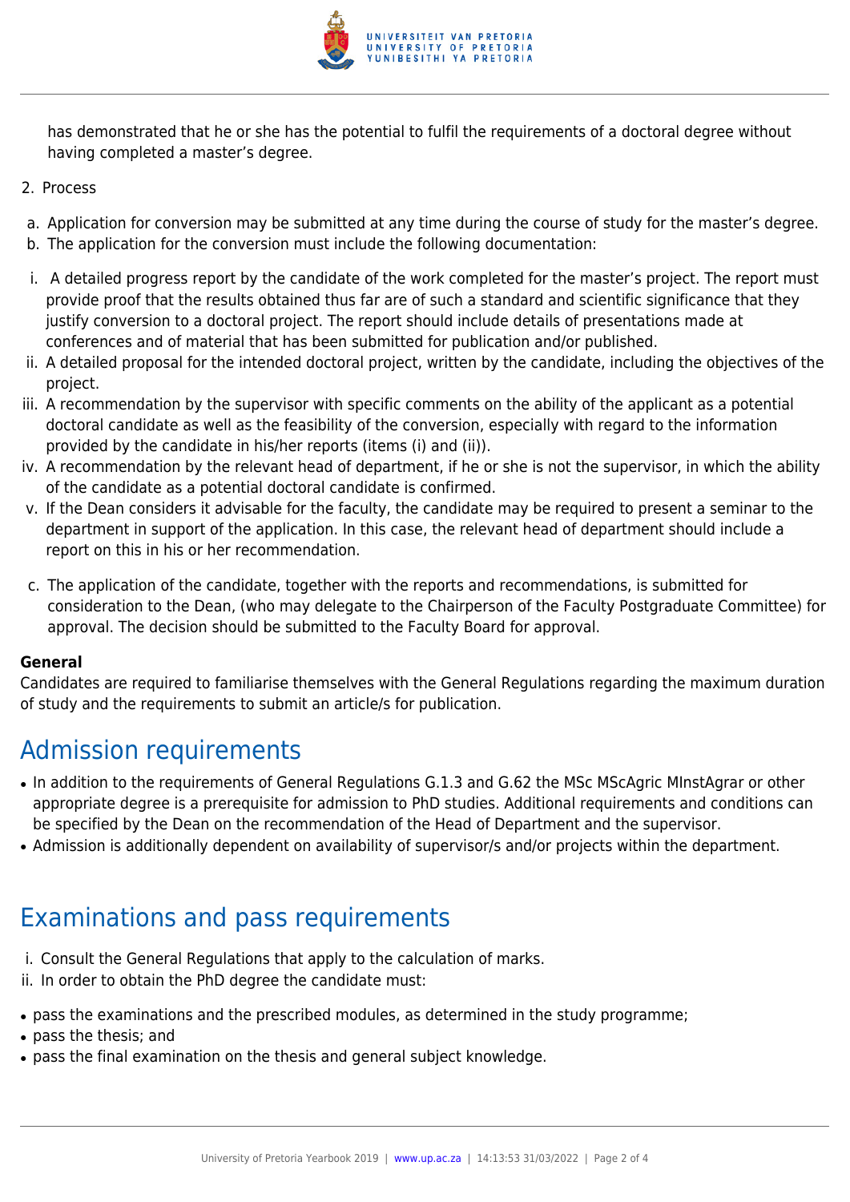has demonstrated that he or she has the potential to fulfil the requirements of a doctoral degree without having completed a master's degree.

2. Process

a. Application for conversion may be submitted at any time during the course of study for the master's degree.
b. The application for the conversion must include the following documentation:

i. A detailed progress report by the candidate of the work completed for the master's project. The report must provide proof that the results obtained thus far are of such a standard and scientific significance that they justify conversion to a doctoral project. The report should include details of presentations made at conferences and of material that has been submitted for publication and/or published.
ii. A detailed proposal for the intended doctoral project, written by the candidate, including the objectives of the project.
iii. A recommendation by the supervisor with specific comments on the ability of the applicant as a potential doctoral candidate as well as the feasibility of the conversion, especially with regard to the information provided by the candidate in his/her reports (items (i) and (ii)).
iv. A recommendation by the relevant head of department, if he or she is not the supervisor, in which the ability of the candidate as a potential doctoral candidate is confirmed.
v. If the Dean considers it advisable for the faculty, the candidate may be required to present a seminar to the department in support of the application. In this case, the relevant head of department should include a report on this in his or her recommendation.

c. The application of the candidate, together with the reports and recommendations, is submitted for consideration to the Dean, (who may delegate to the Chairperson of the Faculty Postgraduate Committee) for approval. The decision should be submitted to the Faculty Board for approval.

**General**

Candidates are required to familiarise themselves with the General Regulations regarding the maximum duration of study and the requirements to submit an article/s for publication.

## Admission requirements

- In addition to the requirements of General Regulations G.1.3 and G.62 the MSc MScAgric MInstAgrar or other appropriate degree is a prerequisite for admission to PhD studies. Additional requirements and conditions can be specified by the Dean on the recommendation of the Head of Department and the supervisor.
- Admission is additionally dependent on availability of supervisor/s and/or projects within the department.

## Examinations and pass requirements

i. Consult the General Regulations that apply to the calculation of marks.
ii. In order to obtain the PhD degree the candidate must:

- pass the examinations and the prescribed modules, as determined in the study programme;
- pass the thesis; and
- pass the final examination on the thesis and general subject knowledge.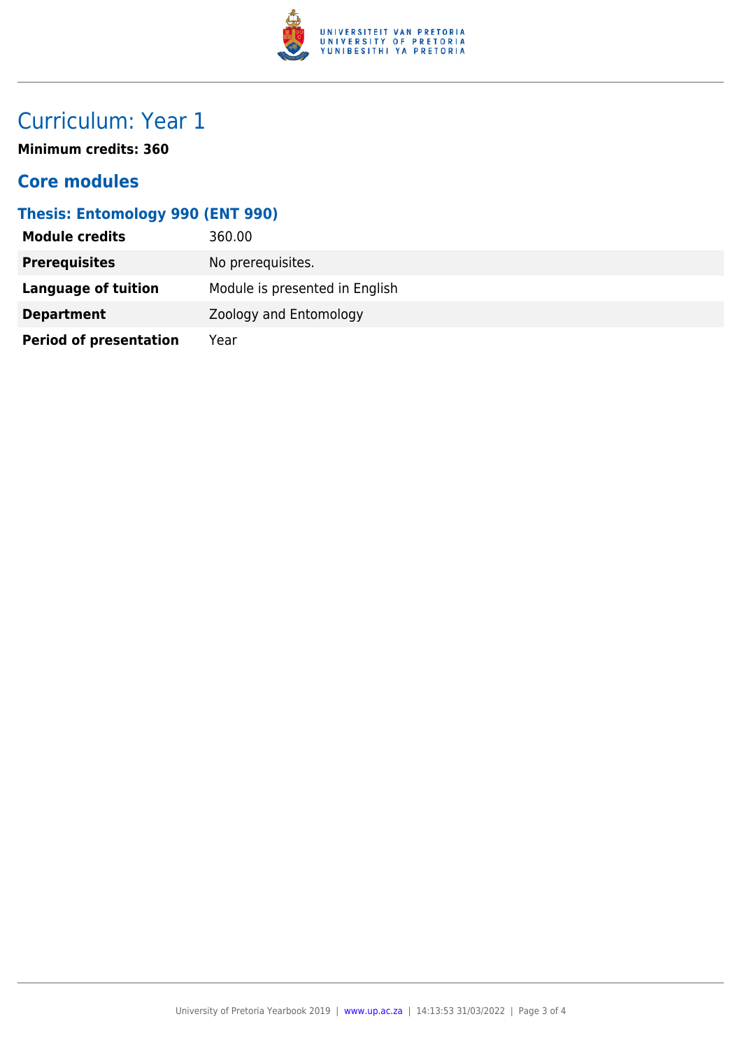# Curriculum: Year 1

**Minimum credits: 360**

## Core modules

### Thesis: Entomology 990 (ENT 990)

| | |
|---|---|
| **Module credits** | 360.00 |
| **Prerequisites** | No prerequisites. |
| **Language of tuition** | Module is presented in English |
| **Department** | Zoology and Entomology |
| **Period of presentation** | Year |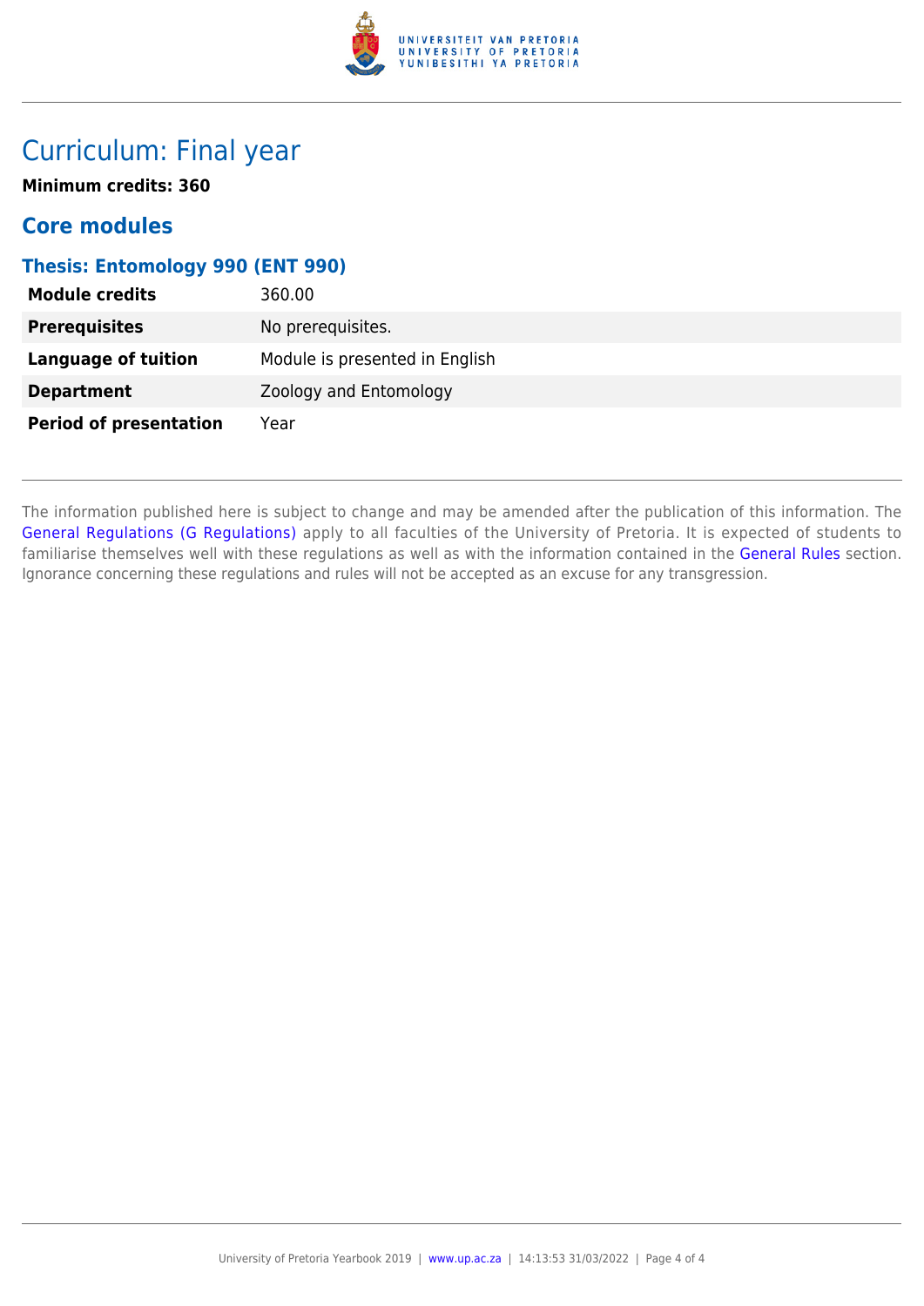# Curriculum: Final year

**Minimum credits: 360**

## Core modules

### Thesis: Entomology 990 (ENT 990)

| | |
|---|---|
| **Module credits** | 360.00 |
| **Prerequisites** | No prerequisites. |
| **Language of tuition** | Module is presented in English |
| **Department** | Zoology and Entomology |
| **Period of presentation** | Year |

The information published here is subject to change and may be amended after the publication of this information. The General Regulations (G Regulations) apply to all faculties of the University of Pretoria. It is expected of students to familiarise themselves well with these regulations as well as with the information contained in the General Rules section. Ignorance concerning these regulations and rules will not be accepted as an excuse for any transgression.